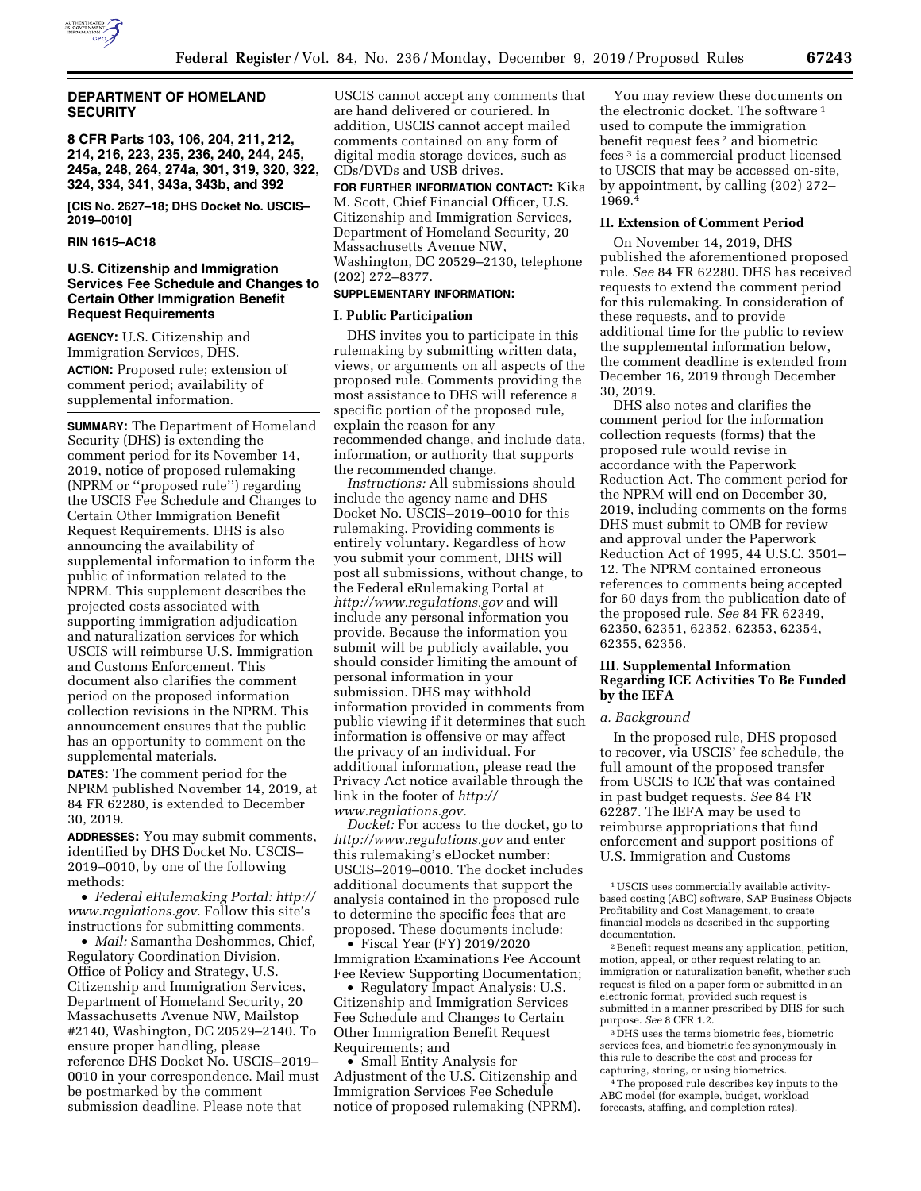## DEPARTMENT OF HOMELAND SECURITY

**8 CFR Parts 103, 106, 204, 211, 212, 214, 216, 223, 235, 236, 240, 244, 245, 245a, 248, 264, 274a, 301, 319, 320, 322, 324, 334, 341, 343a, 343b, and 392**

**[CIS No. 2627–18; DHS Docket No. USCIS–2019–0010]**

**RIN 1615–AC18**

## U.S. Citizenship and Immigration Services Fee Schedule and Changes to Certain Other Immigration Benefit Request Requirements

**AGENCY:** U.S. Citizenship and Immigration Services, DHS.

**ACTION:** Proposed rule; extension of comment period; availability of supplemental information.

**SUMMARY:** The Department of Homeland Security (DHS) is extending the comment period for its November 14, 2019, notice of proposed rulemaking (NPRM or ''proposed rule'') regarding the USCIS Fee Schedule and Changes to Certain Other Immigration Benefit Request Requirements. DHS is also announcing the availability of supplemental information to inform the public of information related to the NPRM. This supplement describes the projected costs associated with supporting immigration adjudication and naturalization services for which USCIS will reimburse U.S. Immigration and Customs Enforcement. This document also clarifies the comment period on the proposed information collection revisions in the NPRM. This announcement ensures that the public has an opportunity to comment on the supplemental materials.

**DATES:** The comment period for the NPRM published November 14, 2019, at 84 FR 62280, is extended to December 30, 2019.

**ADDRESSES:** You may submit comments, identified by DHS Docket No. USCIS–2019–0010, by one of the following methods:

- *Federal eRulemaking Portal: http://www.regulations.gov.* Follow this site's instructions for submitting comments.
- *Mail:* Samantha Deshommes, Chief, Regulatory Coordination Division, Office of Policy and Strategy, U.S. Citizenship and Immigration Services, Department of Homeland Security, 20 Massachusetts Avenue NW, Mailstop #2140, Washington, DC 20529–2140. To ensure proper handling, please reference DHS Docket No. USCIS–2019–0010 in your correspondence. Mail must be postmarked by the comment submission deadline. Please note that USCIS cannot accept any comments that are hand delivered or couriered. In addition, USCIS cannot accept mailed comments contained on any form of digital media storage devices, such as CDs/DVDs and USB drives.

**FOR FURTHER INFORMATION CONTACT:** Kika M. Scott, Chief Financial Officer, U.S. Citizenship and Immigration Services, Department of Homeland Security, 20 Massachusetts Avenue NW, Washington, DC 20529–2130, telephone (202) 272–8377.

**SUPPLEMENTARY INFORMATION:**

### I. Public Participation

DHS invites you to participate in this rulemaking by submitting written data, views, or arguments on all aspects of the proposed rule. Comments providing the most assistance to DHS will reference a specific portion of the proposed rule, explain the reason for any recommended change, and include data, information, or authority that supports the recommended change.

*Instructions:* All submissions should include the agency name and DHS Docket No. USCIS–2019–0010 for this rulemaking. Providing comments is entirely voluntary. Regardless of how you submit your comment, DHS will post all submissions, without change, to the Federal eRulemaking Portal at *http://www.regulations.gov* and will include any personal information you provide. Because the information you submit will be publicly available, you should consider limiting the amount of personal information in your submission. DHS may withhold information provided in comments from public viewing if it determines that such information is offensive or may affect the privacy of an individual. For additional information, please read the Privacy Act notice available through the link in the footer of *http://www.regulations.gov.*

*Docket:* For access to the docket, go to *http://www.regulations.gov* and enter this rulemaking's eDocket number: USCIS–2019–0010. The docket includes additional documents that support the analysis contained in the proposed rule to determine the specific fees that are proposed. These documents include:

- Fiscal Year (FY) 2019/2020 Immigration Examinations Fee Account Fee Review Supporting Documentation;
- Regulatory Impact Analysis: U.S. Citizenship and Immigration Services Fee Schedule and Changes to Certain Other Immigration Benefit Request Requirements; and
- Small Entity Analysis for Adjustment of the U.S. Citizenship and Immigration Services Fee Schedule notice of proposed rulemaking (NPRM).

You may review these documents on the electronic docket. The software [1] used to compute the immigration benefit request fees [2] and biometric fees [3] is a commercial product licensed to USCIS that may be accessed on-site, by appointment, by calling (202) 272–1969.[4]

### II. Extension of Comment Period

On November 14, 2019, DHS published the aforementioned proposed rule. *See* 84 FR 62280. DHS has received requests to extend the comment period for this rulemaking. In consideration of these requests, and to provide additional time for the public to review the supplemental information below, the comment deadline is extended from December 16, 2019 through December 30, 2019.

DHS also notes and clarifies the comment period for the information collection requests (forms) that the proposed rule would revise in accordance with the Paperwork Reduction Act. The comment period for the NPRM will end on December 30, 2019, including comments on the forms DHS must submit to OMB for review and approval under the Paperwork Reduction Act of 1995, 44 U.S.C. 3501–12. The NPRM contained erroneous references to comments being accepted for 60 days from the publication date of the proposed rule. *See* 84 FR 62349, 62350, 62351, 62352, 62353, 62354, 62355, 62356.

### III. Supplemental Information Regarding ICE Activities To Be Funded by the IEFA

#### *a. Background*

In the proposed rule, DHS proposed to recover, via USCIS' fee schedule, the full amount of the proposed transfer from USCIS to ICE that was contained in past budget requests. *See* 84 FR 62287. The IEFA may be used to reimburse appropriations that fund enforcement and support positions of U.S. Immigration and Customs

---

[1] USCIS uses commercially available activity-based costing (ABC) software, SAP Business Objects Profitability and Cost Management, to create financial models as described in the supporting documentation.

[2] Benefit request means any application, petition, motion, appeal, or other request relating to an immigration or naturalization benefit, whether such request is filed on a paper form or submitted in an electronic format, provided such request is submitted in a manner prescribed by DHS for such purpose. *See* 8 CFR 1.2.

[3] DHS uses the terms biometric fees, biometric services fees, and biometric fee synonymously in this rule to describe the cost and process for capturing, storing, or using biometrics.

[4] The proposed rule describes key inputs to the ABC model (for example, budget, workload forecasts, staffing, and completion rates).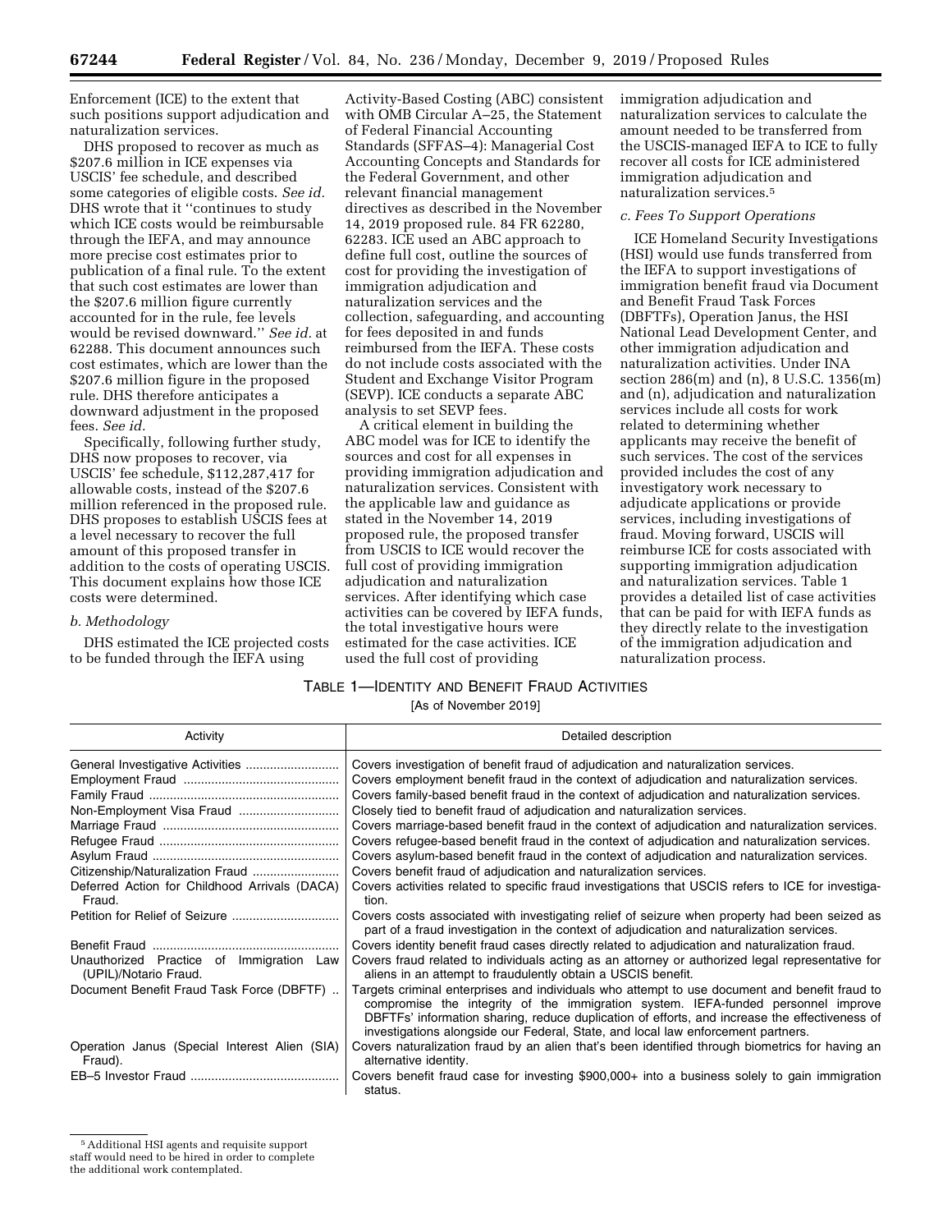Enforcement (ICE) to the extent that such positions support adjudication and naturalization services.

DHS proposed to recover as much as $207.6 million in ICE expenses via USCIS' fee schedule, and described some categories of eligible costs. *See id.* DHS wrote that it "continues to study which ICE costs would be reimbursable through the IEFA, and may announce more precise cost estimates prior to publication of a final rule. To the extent that such cost estimates are lower than the $207.6 million figure currently accounted for in the rule, fee levels would be revised downward." *See id.* at 62288. This document announces such cost estimates, which are lower than the $207.6 million figure in the proposed rule. DHS therefore anticipates a downward adjustment in the proposed fees. *See id.*

Specifically, following further study, DHS now proposes to recover, via USCIS' fee schedule, $112,287,417 for allowable costs, instead of the $207.6 million referenced in the proposed rule. DHS proposes to establish USCIS fees at a level necessary to recover the full amount of this proposed transfer in addition to the costs of operating USCIS. This document explains how those ICE costs were determined.

### *b. Methodology*

DHS estimated the ICE projected costs to be funded through the IEFA using Activity-Based Costing (ABC) consistent with OMB Circular A–25, the Statement of Federal Financial Accounting Standards (SFFAS–4): Managerial Cost Accounting Concepts and Standards for the Federal Government, and other relevant financial management directives as described in the November 14, 2019 proposed rule. 84 FR 62280, 62283. ICE used an ABC approach to define full cost, outline the sources of cost for providing the investigation of immigration adjudication and naturalization services and the collection, safeguarding, and accounting for fees deposited in and funds reimbursed from the IEFA. These costs do not include costs associated with the Student and Exchange Visitor Program (SEVP). ICE conducts a separate ABC analysis to set SEVP fees.

A critical element in building the ABC model was for ICE to identify the sources and cost for all expenses in providing immigration adjudication and naturalization services. Consistent with the applicable law and guidance as stated in the November 14, 2019 proposed rule, the proposed transfer from USCIS to ICE would recover the full cost of providing immigration adjudication and naturalization services. After identifying which case activities can be covered by IEFA funds, the total investigative hours were estimated for the case activities. ICE used the full cost of providing immigration adjudication and naturalization services to calculate the amount needed to be transferred from the USCIS-managed IEFA to ICE to fully recover all costs for ICE administered immigration adjudication and naturalization services.[5]

### *c. Fees To Support Operations*

ICE Homeland Security Investigations (HSI) would use funds transferred from the IEFA to support investigations of immigration benefit fraud via Document and Benefit Fraud Task Forces (DBFTFs), Operation Janus, the HSI National Lead Development Center, and other immigration adjudication and naturalization activities. Under INA section 286(m) and (n), 8 U.S.C. 1356(m) and (n), adjudication and naturalization services include all costs for work related to determining whether applicants may receive the benefit of such services. The cost of the services provided includes the cost of any investigatory work necessary to adjudicate applications or provide services, including investigations of fraud. Moving forward, USCIS will reimburse ICE for costs associated with supporting immigration adjudication and naturalization services. Table 1 provides a detailed list of case activities that can be paid for with IEFA funds as they directly relate to the investigation of the immigration adjudication and naturalization process.

TABLE 1—IDENTITY AND BENEFIT FRAUD ACTIVITIES

[As of November 2019]

| Activity | Detailed description |
|---|---|
| General Investigative Activities | Covers investigation of benefit fraud of adjudication and naturalization services. |
| Employment Fraud | Covers employment benefit fraud in the context of adjudication and naturalization services. |
| Family Fraud | Covers family-based benefit fraud in the context of adjudication and naturalization services. |
| Non-Employment Visa Fraud | Closely tied to benefit fraud of adjudication and naturalization services. |
| Marriage Fraud | Covers marriage-based benefit fraud in the context of adjudication and naturalization services. |
| Refugee Fraud | Covers refugee-based benefit fraud in the context of adjudication and naturalization services. |
| Asylum Fraud | Covers asylum-based benefit fraud in the context of adjudication and naturalization services. |
| Citizenship/Naturalization Fraud | Covers benefit fraud of adjudication and naturalization services. |
| Deferred Action for Childhood Arrivals (DACA) Fraud. | Covers activities related to specific fraud investigations that USCIS refers to ICE for investigation. |
| Petition for Relief of Seizure | Covers costs associated with investigating relief of seizure when property had been seized as part of a fraud investigation in the context of adjudication and naturalization services. |
| Benefit Fraud | Covers identity benefit fraud cases directly related to adjudication and naturalization fraud. |
| Unauthorized Practice of Immigration Law (UPIL)/Notario Fraud. | Covers fraud related to individuals acting as an attorney or authorized legal representative for aliens in an attempt to fraudulently obtain a USCIS benefit. |
| Document Benefit Fraud Task Force (DBFTF) | Targets criminal enterprises and individuals who attempt to use document and benefit fraud to compromise the integrity of the immigration system. IEFA-funded personnel improve DBFTFs' information sharing, reduce duplication of efforts, and increase the effectiveness of investigations alongside our Federal, State, and local law enforcement partners. |
| Operation Janus (Special Interest Alien (SIA) Fraud). | Covers naturalization fraud by an alien that's been identified through biometrics for having an alternative identity. |
| EB–5 Investor Fraud | Covers benefit fraud case for investing $900,000+ into a business solely to gain immigration status. |

[5] Additional HSI agents and requisite support staff would need to be hired in order to complete the additional work contemplated.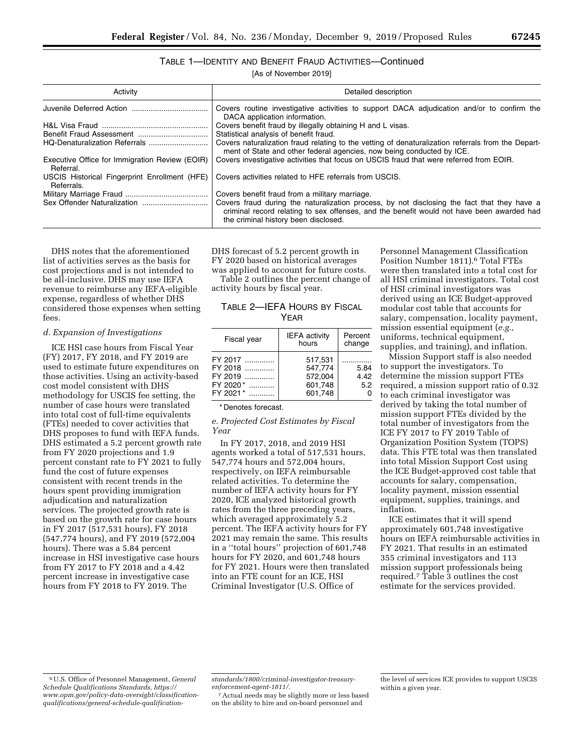TABLE 1—IDENTITY AND BENEFIT FRAUD ACTIVITIES—Continued

[As of November 2019]

| Activity | Detailed description |
| --- | --- |
| Juvenile Deferred Action | Covers routine investigative activities to support DACA adjudication and/or to confirm the DACA application information. |
| H&L Visa Fraud | Covers benefit fraud by illegally obtaining H and L visas. |
| Benefit Fraud Assessment | Statistical analysis of benefit fraud. |
| HQ-Denaturalization Referrals | Covers naturalization fraud relating to the vetting of denaturalization referrals from the Department of State and other federal agencies, now being conducted by ICE. |
| Executive Office for Immigration Review (EOIR) Referral. | Covers investigative activities that focus on USCIS fraud that were referred from EOIR. |
| USCIS Historical Fingerprint Enrollment (HFE) Referrals. | Covers activities related to HFE referrals from USCIS. |
| Military Marriage Fraud | Covers benefit fraud from a military marriage. |
| Sex Offender Naturalization | Covers fraud during the naturalization process, by not disclosing the fact that they have a criminal record relating to sex offenses, and the benefit would not have been awarded had the criminal history been disclosed. |

DHS notes that the aforementioned list of activities serves as the basis for cost projections and is not intended to be all-inclusive. DHS may use IEFA revenue to reimburse any IEFA-eligible expense, regardless of whether DHS considered those expenses when setting fees.

*d. Expansion of Investigations*

ICE HSI case hours from Fiscal Year (FY) 2017, FY 2018, and FY 2019 are used to estimate future expenditures on those activities. Using an activity-based cost model consistent with DHS methodology for USCIS fee setting, the number of case hours were translated into total cost of full-time equivalents (FTEs) needed to cover activities that DHS proposes to fund with IEFA funds. DHS estimated a 5.2 percent growth rate from FY 2020 projections and 1.9 percent constant rate to FY 2021 to fully fund the cost of future expenses consistent with recent trends in the hours spent providing immigration adjudication and naturalization services. The projected growth rate is based on the growth rate for case hours in FY 2017 (517,531 hours), FY 2018 (547,774 hours), and FY 2019 (572,004 hours). There was a 5.84 percent increase in HSI investigative case hours from FY 2017 to FY 2018 and a 4.42 percent increase in investigative case hours from FY 2018 to FY 2019. The DHS forecast of 5.2 percent growth in FY 2020 based on historical averages was applied to account for future costs.

Table 2 outlines the percent change of activity hours by fiscal year.

TABLE 2—IEFA HOURS BY FISCAL YEAR

| Fiscal year | IEFA activity hours | Percent change |
| --- | --- | --- |
| FY 2017 | 517,531 | |
| FY 2018 | 547,774 | 5.84 |
| FY 2019 | 572,004 | 4.42 |
| FY 2020* | 601,748 | 5.2 |
| FY 2021* | 601,748 | 0 |

\* Denotes forecast.

*e. Projected Cost Estimates by Fiscal Year*

In FY 2017, 2018, and 2019 HSI agents worked a total of 517,531 hours, 547,774 hours and 572,004 hours, respectively, on IEFA reimbursable related activities. To determine the number of IEFA activity hours for FY 2020, ICE analyzed historical growth rates from the three preceding years, which averaged approximately 5.2 percent. The IEFA activity hours for FY 2021 may remain the same. This results in a ''total hours'' projection of 601,748 hours for FY 2020, and 601,748 hours for FY 2021. Hours were then translated into an FTE count for an ICE, HSI Criminal Investigator (U.S. Office of Personnel Management Classification Position Number 1811).[6] Total FTEs were then translated into a total cost for all HSI criminal investigators. Total cost of HSI criminal investigators was derived using an ICE Budget-approved modular cost table that accounts for salary, compensation, locality payment, mission essential equipment (*e.g.,* uniforms, technical equipment, supplies, and training), and inflation.

Mission Support staff is also needed to support the investigators. To determine the mission support FTEs required, a mission support ratio of 0.32 to each criminal investigator was derived by taking the total number of mission support FTEs divided by the total number of investigators from the ICE FY 2017 to FY 2019 Table of Organization Position System (TOPS) data. This FTE total was then translated into total Mission Support Cost using the ICE Budget-approved cost table that accounts for salary, compensation, locality payment, mission essential equipment, supplies, trainings, and inflation.

ICE estimates that it will spend approximately 601,748 investigative hours on IEFA reimbursable activities in FY 2021. That results in an estimated 355 criminal investigators and 113 mission support professionals being required.[7] Table 3 outlines the cost estimate for the services provided.

[6] U.S. Office of Personnel Management, *General Schedule Qualifications Standards, https://www.opm.gov/policy-data-oversight/classification-qualifications/general-schedule-qualification-standards/1800/criminal-investigator-treasury-enforcement-agent-1811/.*

[7] Actual needs may be slightly more or less based on the ability to hire and on-board personnel and the level of services ICE provides to support USCIS within a given year.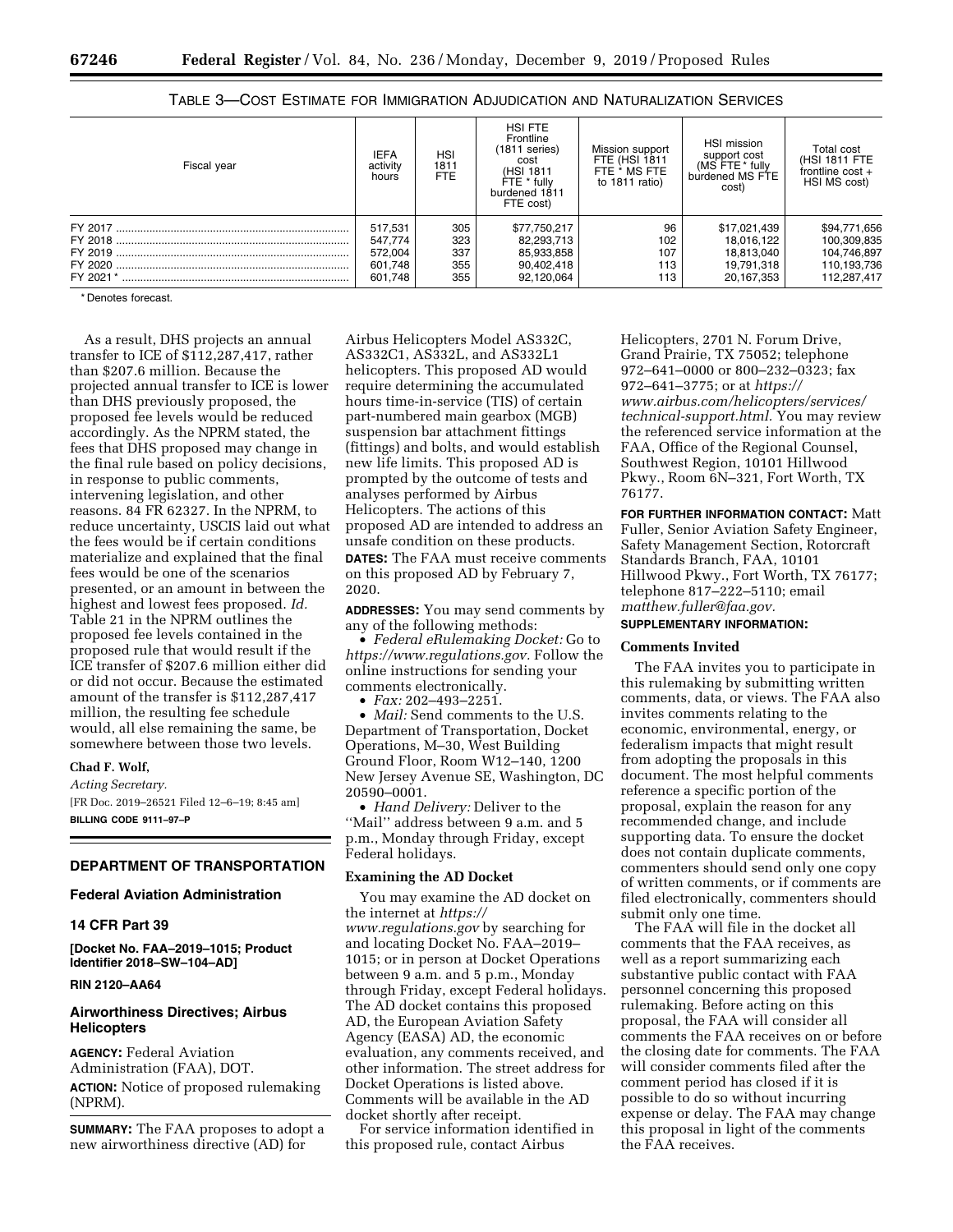TABLE 3—COST ESTIMATE FOR IMMIGRATION ADJUDICATION AND NATURALIZATION SERVICES

| Fiscal year | IEFA activity hours | HSI 1811 FTE | HSI FTE Frontline (1811 series) cost (HSI 1811 FTE * fully burdened 1811 FTE cost) | Mission support FTE (HSI 1811 FTE * MS FTE to 1811 ratio) | HSI mission support cost (MS FTE * fully burdened MS FTE cost) | Total cost (HSI 1811 FTE frontline cost + HSI MS cost) |
|---|---|---|---|---|---|---|
| FY 2017 | 517,531 | 305 | $77,750,217 | 96 | $17,021,439 | $94,771,656 |
| FY 2018 | 547,774 | 323 | 82,293,713 | 102 | 18,016,122 | 100,309,835 |
| FY 2019 | 572,004 | 337 | 85,933,858 | 107 | 18,813,040 | 104,746,897 |
| FY 2020 | 601,748 | 355 | 90,402,418 | 113 | 19,791,318 | 110,193,736 |
| FY 2021* | 601,748 | 355 | 92,120,064 | 113 | 20,167,353 | 112,287,417 |

*Denotes forecast.

As a result, DHS projects an annual transfer to ICE of $112,287,417, rather than $207.6 million. Because the projected annual transfer to ICE is lower than DHS previously proposed, the proposed fee levels would be reduced accordingly. As the NPRM stated, the fees that DHS proposed may change in the final rule based on policy decisions, in response to public comments, intervening legislation, and other reasons. 84 FR 62327. In the NPRM, to reduce uncertainty, USCIS laid out what the fees would be if certain conditions materialize and explained that the final fees would be one of the scenarios presented, or an amount in between the highest and lowest fees proposed. *Id.* Table 21 in the NPRM outlines the proposed fee levels contained in the proposed rule that would result if the ICE transfer of $207.6 million either did or did not occur. Because the estimated amount of the transfer is $112,287,417 million, the resulting fee schedule would, all else remaining the same, be somewhere between those two levels.

**Chad F. Wolf,**

*Acting Secretary.*

[FR Doc. 2019–26521 Filed 12–6–19; 8:45 am]

**BILLING CODE 9111–97–P**

## DEPARTMENT OF TRANSPORTATION

### Federal Aviation Administration

### 14 CFR Part 39

**[Docket No. FAA–2019–1015; Product Identifier 2018–SW–104–AD]**

**RIN 2120–AA64**

### Airworthiness Directives; Airbus Helicopters

**AGENCY:** Federal Aviation Administration (FAA), DOT.

**ACTION:** Notice of proposed rulemaking (NPRM).

**SUMMARY:** The FAA proposes to adopt a new airworthiness directive (AD) for Airbus Helicopters Model AS332C, AS332C1, AS332L, and AS332L1 helicopters. This proposed AD would require determining the accumulated hours time-in-service (TIS) of certain part-numbered main gearbox (MGB) suspension bar attachment fittings (fittings) and bolts, and would establish new life limits. This proposed AD is prompted by the outcome of tests and analyses performed by Airbus Helicopters. The actions of this proposed AD are intended to address an unsafe condition on these products.

**DATES:** The FAA must receive comments on this proposed AD by February 7, 2020.

**ADDRESSES:** You may send comments by any of the following methods:

- *Federal eRulemaking Docket:* Go to *https://www.regulations.gov.* Follow the online instructions for sending your comments electronically.
- *Fax:* 202–493–2251.
- *Mail:* Send comments to the U.S. Department of Transportation, Docket Operations, M–30, West Building Ground Floor, Room W12–140, 1200 New Jersey Avenue SE, Washington, DC 20590–0001.
- *Hand Delivery:* Deliver to the "Mail" address between 9 a.m. and 5 p.m., Monday through Friday, except Federal holidays.

#### Examining the AD Docket

You may examine the AD docket on the internet at *https://www.regulations.gov* by searching for and locating Docket No. FAA–2019–1015; or in person at Docket Operations between 9 a.m. and 5 p.m., Monday through Friday, except Federal holidays. The AD docket contains this proposed AD, the European Aviation Safety Agency (EASA) AD, the economic evaluation, any comments received, and other information. The street address for Docket Operations is listed above. Comments will be available in the AD docket shortly after receipt.

For service information identified in this proposed rule, contact Airbus Helicopters, 2701 N. Forum Drive, Grand Prairie, TX 75052; telephone 972–641–0000 or 800–232–0323; fax 972–641–3775; or at *https://www.airbus.com/helicopters/services/technical-support.html.* You may review the referenced service information at the FAA, Office of the Regional Counsel, Southwest Region, 10101 Hillwood Pkwy., Room 6N–321, Fort Worth, TX 76177.

**FOR FURTHER INFORMATION CONTACT:** Matt Fuller, Senior Aviation Safety Engineer, Safety Management Section, Rotorcraft Standards Branch, FAA, 10101 Hillwood Pkwy., Fort Worth, TX 76177; telephone 817–222–5110; email *matthew.fuller@faa.gov.*

**SUPPLEMENTARY INFORMATION:**

#### Comments Invited

The FAA invites you to participate in this rulemaking by submitting written comments, data, or views. The FAA also invites comments relating to the economic, environmental, energy, or federalism impacts that might result from adopting the proposals in this document. The most helpful comments reference a specific portion of the proposal, explain the reason for any recommended change, and include supporting data. To ensure the docket does not contain duplicate comments, commenters should send only one copy of written comments, or if comments are filed electronically, commenters should submit only one time.

The FAA will file in the docket all comments that the FAA receives, as well as a report summarizing each substantive public contact with FAA personnel concerning this proposed rulemaking. Before acting on this proposal, the FAA will consider all comments the FAA receives on or before the closing date for comments. The FAA will consider comments filed after the comment period has closed if it is possible to do so without incurring expense or delay. The FAA may change this proposal in light of the comments the FAA receives.